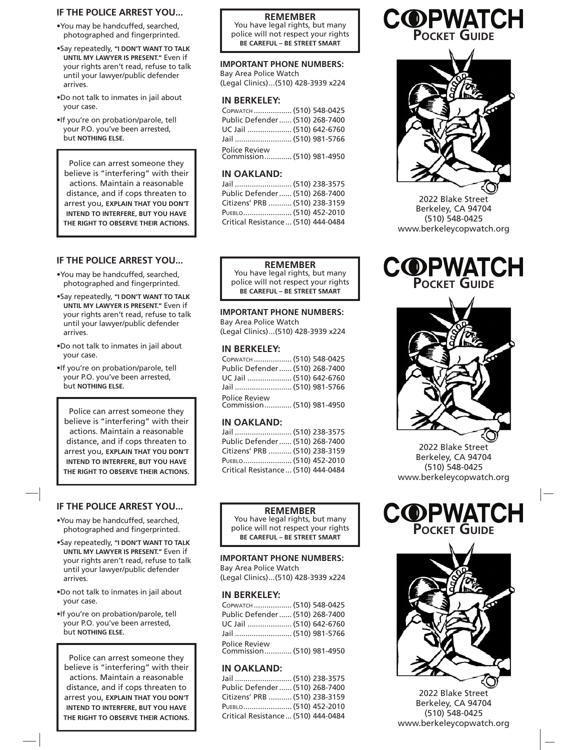## IF THE POLICE ARREST YOU...

- You may be handcuffed, searched, photographed and fingerprinted.
- Say repeatedly, **"I DON'T WANT TO TALK UNTIL MY LAWYER IS PRESENT."** Even if your rights aren't read, refuse to talk until your lawyer/public defender arrives.
- Do not talk to inmates in jail about your case.
- If you're on probation/parole, tell your P.O. you've been arrested, but **NOTHING ELSE.**

Police can arrest someone they believe is "interfering" with their actions. Maintain a reasonable distance, and if cops threaten to arrest you, **EXPLAIN THAT YOU DON'T INTEND TO INTERFERE, BUT YOU HAVE THE RIGHT TO OBSERVE THEIR ACTIONS.**

**REMEMBER**
You have legal rights, but many police will not respect your rights
**BE CAREFUL – BE STREET SMART**

### IMPORTANT PHONE NUMBERS:

Bay Area Police Watch (Legal Clinics)...(510) 428-3939 x224

### IN BERKELEY:

Copwatch .................. (510) 548-0425
Public Defender...... (510) 268-7400
UC Jail ..................... (510) 642-6760
Jail ........................... (510) 981-5766
Police Review Commission............. (510) 981-4950

### IN OAKLAND:

Jail ........................... (510) 238-3575
Public Defender...... (510) 268-7400
Citizens' PRB ........... (510) 238-3159
Pueblo....................... (510) 452-2010
Critical Resistance... (510) 444-0484

# COPWATCH POCKET GUIDE

2022 Blake Street
Berkeley, CA 94704
(510) 548-0425
www.berkeleycopwatch.org

---

## IF THE POLICE ARREST YOU...

- You may be handcuffed, searched, photographed and fingerprinted.
- Say repeatedly, **"I DON'T WANT TO TALK UNTIL MY LAWYER IS PRESENT."** Even if your rights aren't read, refuse to talk until your lawyer/public defender arrives.
- Do not talk to inmates in jail about your case.
- If you're on probation/parole, tell your P.O. you've been arrested, but **NOTHING ELSE.**

Police can arrest someone they believe is "interfering" with their actions. Maintain a reasonable distance, and if cops threaten to arrest you, **EXPLAIN THAT YOU DON'T INTEND TO INTERFERE, BUT YOU HAVE THE RIGHT TO OBSERVE THEIR ACTIONS.**

**REMEMBER**
You have legal rights, but many police will not respect your rights
**BE CAREFUL – BE STREET SMART**

### IMPORTANT PHONE NUMBERS:

Bay Area Police Watch (Legal Clinics)...(510) 428-3939 x224

### IN BERKELEY:

Copwatch .................. (510) 548-0425
Public Defender...... (510) 268-7400
UC Jail ..................... (510) 642-6760
Jail ........................... (510) 981-5766
Police Review Commission............. (510) 981-4950

### IN OAKLAND:

Jail ........................... (510) 238-3575
Public Defender...... (510) 268-7400
Citizens' PRB ........... (510) 238-3159
Pueblo....................... (510) 452-2010
Critical Resistance... (510) 444-0484

# COPWATCH POCKET GUIDE

2022 Blake Street
Berkeley, CA 94704
(510) 548-0425
www.berkeleycopwatch.org

---

## IF THE POLICE ARREST YOU...

- You may be handcuffed, searched, photographed and fingerprinted.
- Say repeatedly, **"I DON'T WANT TO TALK UNTIL MY LAWYER IS PRESENT."** Even if your rights aren't read, refuse to talk until your lawyer/public defender arrives.
- Do not talk to inmates in jail about your case.
- If you're on probation/parole, tell your P.O. you've been arrested, but **NOTHING ELSE.**

Police can arrest someone they believe is "interfering" with their actions. Maintain a reasonable distance, and if cops threaten to arrest you, **EXPLAIN THAT YOU DON'T INTEND TO INTERFERE, BUT YOU HAVE THE RIGHT TO OBSERVE THEIR ACTIONS.**

**REMEMBER**
You have legal rights, but many police will not respect your rights
**BE CAREFUL – BE STREET SMART**

### IMPORTANT PHONE NUMBERS:

Bay Area Police Watch (Legal Clinics)...(510) 428-3939 x224

### IN BERKELEY:

Copwatch .................. (510) 548-0425
Public Defender...... (510) 268-7400
UC Jail ..................... (510) 642-6760
Jail ........................... (510) 981-5766
Police Review Commission............. (510) 981-4950

### IN OAKLAND:

Jail ........................... (510) 238-3575
Public Defender...... (510) 268-7400
Citizens' PRB ........... (510) 238-3159
Pueblo....................... (510) 452-2010
Critical Resistance... (510) 444-0484

# COPWATCH POCKET GUIDE

2022 Blake Street
Berkeley, CA 94704
(510) 548-0425
www.berkeleycopwatch.org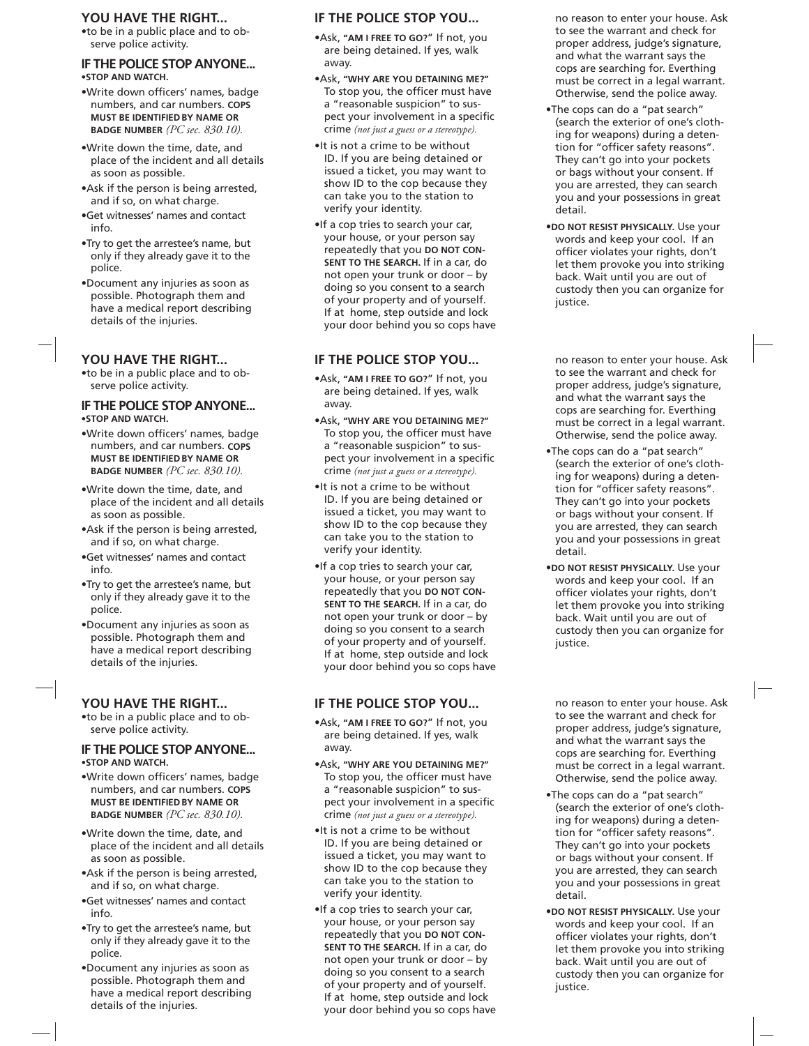## YOU HAVE THE RIGHT...

- to be in a public place and to observe police activity.

### IF THE POLICE STOP ANYONE...

- **STOP AND WATCH.**
- Write down officers' names, badge numbers, and car numbers. **COPS MUST BE IDENTIFIED BY NAME OR BADGE NUMBER** *(PC sec. 830.10).*
- Write down the time, date, and place of the incident and all details as soon as possible.
- Ask if the person is being arrested, and if so, on what charge.
- Get witnesses' names and contact info.
- Try to get the arrestee's name, but only if they already gave it to the police.
- Document any injuries as soon as possible. Photograph them and have a medical report describing details of the injuries.

## IF THE POLICE STOP YOU...

- Ask, **"AM I FREE TO GO?"** If not, you are being detained. If yes, walk away.
- Ask, **"WHY ARE YOU DETAINING ME?"** To stop you, the officer must have a "reasonable suspicion" to suspect your involvement in a specific crime *(not just a guess or a stereotype).*
- It is not a crime to be without ID. If you are being detained or issued a ticket, you may want to show ID to the cop because they can take you to the station to verify your identity.
- If a cop tries to search your car, your house, or your person say repeatedly that you **DO NOT CONSENT TO THE SEARCH.** If in a car, do not open your trunk or door – by doing so you consent to a search of your property and of yourself. If at home, step outside and lock your door behind you so cops have no reason to enter your house. Ask to see the warrant and check for proper address, judge's signature, and what the warrant says the cops are searching for. Everthing must be correct in a legal warrant. Otherwise, send the police away.
- The cops can do a "pat search" (search the exterior of one's clothing for weapons) during a detention for "officer safety reasons". They can't go into your pockets or bags without your consent. If you are arrested, they can search you and your possessions in great detail.
- **DO NOT RESIST PHYSICALLY.** Use your words and keep your cool. If an officer violates your rights, don't let them provoke you into striking back. Wait until you are out of custody then you can organize for justice.

## YOU HAVE THE RIGHT...

- to be in a public place and to observe police activity.

### IF THE POLICE STOP ANYONE...

- **STOP AND WATCH.**
- Write down officers' names, badge numbers, and car numbers. **COPS MUST BE IDENTIFIED BY NAME OR BADGE NUMBER** *(PC sec. 830.10).*
- Write down the time, date, and place of the incident and all details as soon as possible.
- Ask if the person is being arrested, and if so, on what charge.
- Get witnesses' names and contact info.
- Try to get the arrestee's name, but only if they already gave it to the police.
- Document any injuries as soon as possible. Photograph them and have a medical report describing details of the injuries.

## IF THE POLICE STOP YOU...

- Ask, **"AM I FREE TO GO?"** If not, you are being detained. If yes, walk away.
- Ask, **"WHY ARE YOU DETAINING ME?"** To stop you, the officer must have a "reasonable suspicion" to suspect your involvement in a specific crime *(not just a guess or a stereotype).*
- It is not a crime to be without ID. If you are being detained or issued a ticket, you may want to show ID to the cop because they can take you to the station to verify your identity.
- If a cop tries to search your car, your house, or your person say repeatedly that you **DO NOT CONSENT TO THE SEARCH.** If in a car, do not open your trunk or door – by doing so you consent to a search of your property and of yourself. If at home, step outside and lock your door behind you so cops have no reason to enter your house. Ask to see the warrant and check for proper address, judge's signature, and what the warrant says the cops are searching for. Everthing must be correct in a legal warrant. Otherwise, send the police away.
- The cops can do a "pat search" (search the exterior of one's clothing for weapons) during a detention for "officer safety reasons". They can't go into your pockets or bags without your consent. If you are arrested, they can search you and your possessions in great detail.
- **DO NOT RESIST PHYSICALLY.** Use your words and keep your cool. If an officer violates your rights, don't let them provoke you into striking back. Wait until you are out of custody then you can organize for justice.

## YOU HAVE THE RIGHT...

- to be in a public place and to observe police activity.

### IF THE POLICE STOP ANYONE...

- **STOP AND WATCH.**
- Write down officers' names, badge numbers, and car numbers. **COPS MUST BE IDENTIFIED BY NAME OR BADGE NUMBER** *(PC sec. 830.10).*
- Write down the time, date, and place of the incident and all details as soon as possible.
- Ask if the person is being arrested, and if so, on what charge.
- Get witnesses' names and contact info.
- Try to get the arrestee's name, but only if they already gave it to the police.
- Document any injuries as soon as possible. Photograph them and have a medical report describing details of the injuries.

## IF THE POLICE STOP YOU...

- Ask, **"AM I FREE TO GO?"** If not, you are being detained. If yes, walk away.
- Ask, **"WHY ARE YOU DETAINING ME?"** To stop you, the officer must have a "reasonable suspicion" to suspect your involvement in a specific crime *(not just a guess or a stereotype).*
- It is not a crime to be without ID. If you are being detained or issued a ticket, you may want to show ID to the cop because they can take you to the station to verify your identity.
- If a cop tries to search your car, your house, or your person say repeatedly that you **DO NOT CONSENT TO THE SEARCH.** If in a car, do not open your trunk or door – by doing so you consent to a search of your property and of yourself. If at home, step outside and lock your door behind you so cops have no reason to enter your house. Ask to see the warrant and check for proper address, judge's signature, and what the warrant says the cops are searching for. Everthing must be correct in a legal warrant. Otherwise, send the police away.
- The cops can do a "pat search" (search the exterior of one's clothing for weapons) during a detention for "officer safety reasons". They can't go into your pockets or bags without your consent. If you are arrested, they can search you and your possessions in great detail.
- **DO NOT RESIST PHYSICALLY.** Use your words and keep your cool. If an officer violates your rights, don't let them provoke you into striking back. Wait until you are out of custody then you can organize for justice.